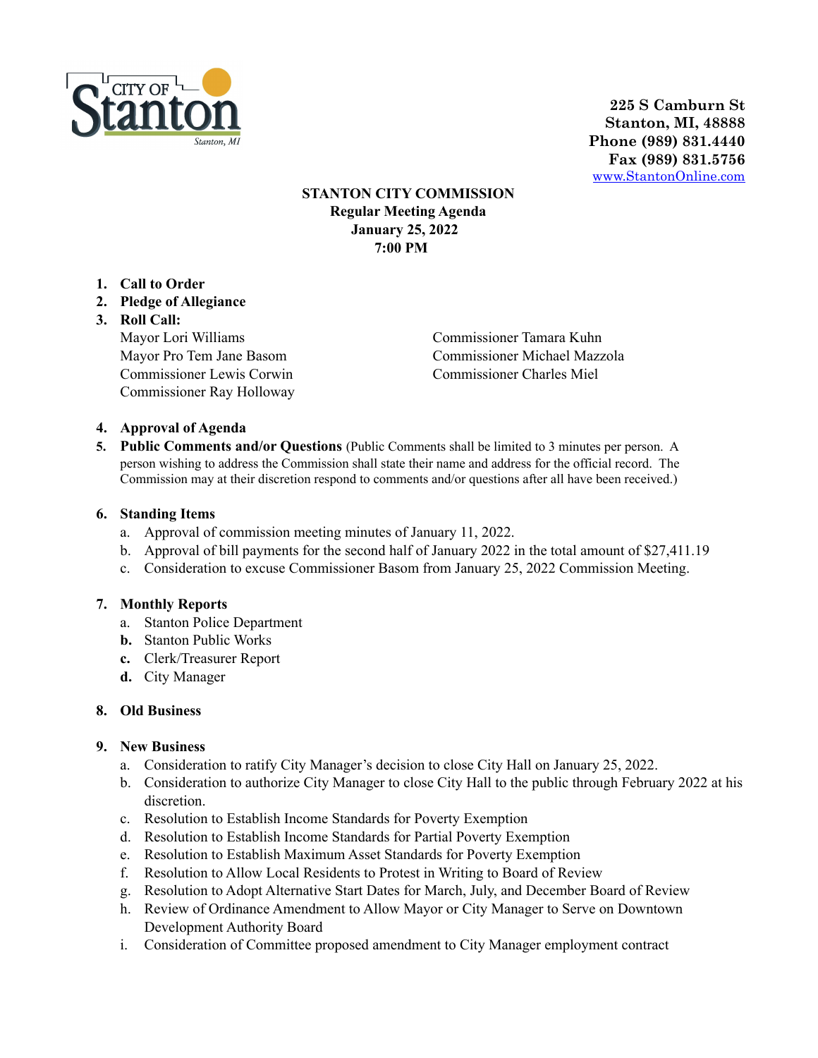CITY OF Stanton
Stanton, MI

**225 S Camburn St**
**Stanton, MI, 48888**
**Phone (989) 831.4440**
**Fax (989) 831.5756**
www.StantonOnline.com

**STANTON CITY COMMISSION**
**Regular Meeting Agenda**
**January 25, 2022**
**7:00 PM**

1. **Call to Order**
2. **Pledge of Allegiance**
3. **Roll Call:**
   Mayor Lori Williams
   Mayor Pro Tem Jane Basom
   Commissioner Lewis Corwin
   Commissioner Ray Holloway
   Commissioner Tamara Kuhn
   Commissioner Michael Mazzola
   Commissioner Charles Miel

4. **Approval of Agenda**
5. **Public Comments and/or Questions** (Public Comments shall be limited to 3 minutes per person. A person wishing to address the Commission shall state their name and address for the official record. The Commission may at their discretion respond to comments and/or questions after all have been received.)

6. **Standing Items**
   a. Approval of commission meeting minutes of January 11, 2022.
   b. Approval of bill payments for the second half of January 2022 in the total amount of $27,411.19
   c. Consideration to excuse Commissioner Basom from January 25, 2022 Commission Meeting.

7. **Monthly Reports**
   a. Stanton Police Department
   b. Stanton Public Works
   c. Clerk/Treasurer Report
   d. City Manager

8. **Old Business**

9. **New Business**
   a. Consideration to ratify City Manager's decision to close City Hall on January 25, 2022.
   b. Consideration to authorize City Manager to close City Hall to the public through February 2022 at his discretion.
   c. Resolution to Establish Income Standards for Poverty Exemption
   d. Resolution to Establish Income Standards for Partial Poverty Exemption
   e. Resolution to Establish Maximum Asset Standards for Poverty Exemption
   f. Resolution to Allow Local Residents to Protest in Writing to Board of Review
   g. Resolution to Adopt Alternative Start Dates for March, July, and December Board of Review
   h. Review of Ordinance Amendment to Allow Mayor or City Manager to Serve on Downtown Development Authority Board
   i. Consideration of Committee proposed amendment to City Manager employment contract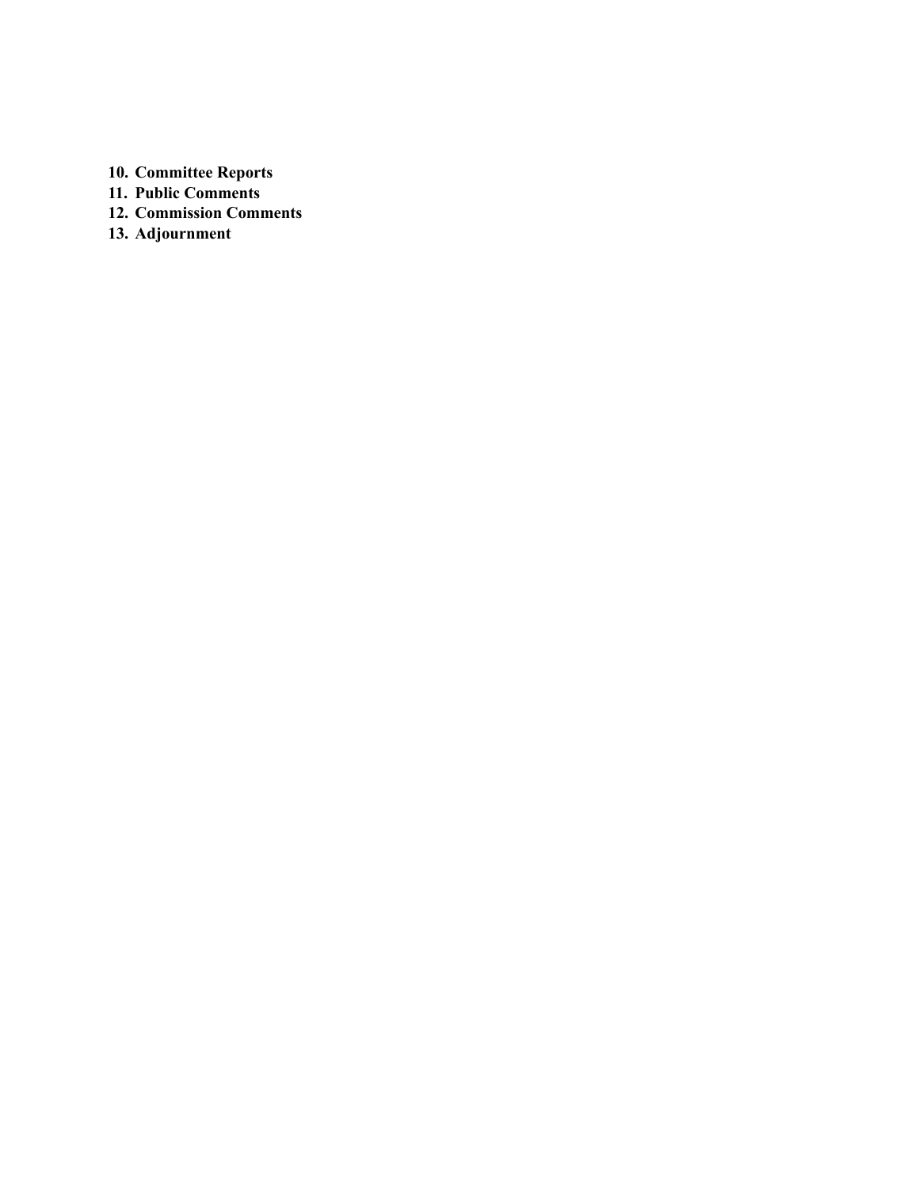10. **Committee Reports**
11. **Public Comments**
12. **Commission Comments**
13. **Adjournment**